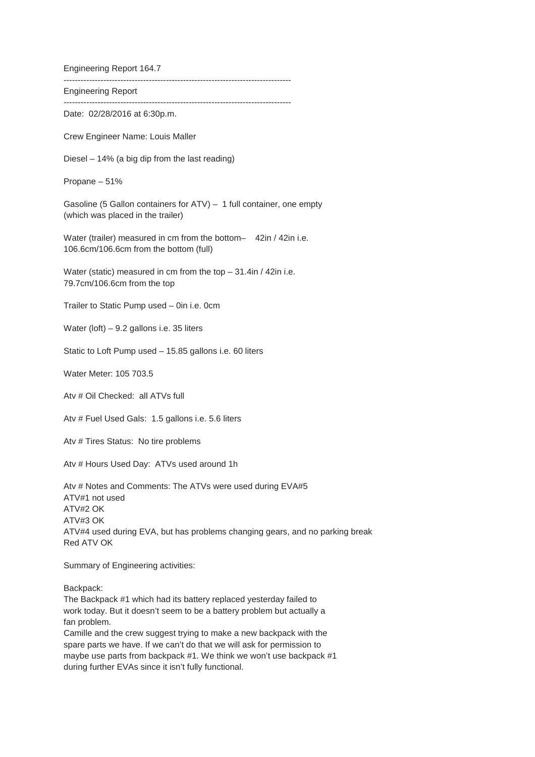Engineering Report 164.7

--------------------------------------------------------------------------------

Engineering Report

--------------------------------------------------------------------------------

Date: 02/28/2016 at 6:30p.m.

Crew Engineer Name: Louis Maller

Diesel – 14% (a big dip from the last reading)

Propane – 51%

Gasoline (5 Gallon containers for ATV) – 1 full container, one empty (which was placed in the trailer)

Water (trailer) measured in cm from the bottom– 42in / 42in i.e. 106.6cm/106.6cm from the bottom (full)

Water (static) measured in cm from the top – 31.4in / 42in i.e. 79.7cm/106.6cm from the top

Trailer to Static Pump used – 0in i.e. 0cm

Water (loft) – 9.2 gallons i.e. 35 liters

Static to Loft Pump used – 15.85 gallons i.e. 60 liters

Water Meter: 105 703.5

Atv # Oil Checked: all ATVs full

Atv # Fuel Used Gals: 1.5 gallons i.e. 5.6 liters

Atv # Tires Status: No tire problems

Atv # Hours Used Day: ATVs used around 1h

Atv # Notes and Comments: The ATVs were used during EVA#5
ATV#1 not used
ATV#2 OK
ATV#3 OK
ATV#4 used during EVA, but has problems changing gears, and no parking break
Red ATV OK

Summary of Engineering activities:

Backpack:
The Backpack #1 which had its battery replaced yesterday failed to work today. But it doesn't seem to be a battery problem but actually a fan problem.
Camille and the crew suggest trying to make a new backpack with the spare parts we have. If we can't do that we will ask for permission to maybe use parts from backpack #1. We think we won't use backpack #1 during further EVAs since it isn't fully functional.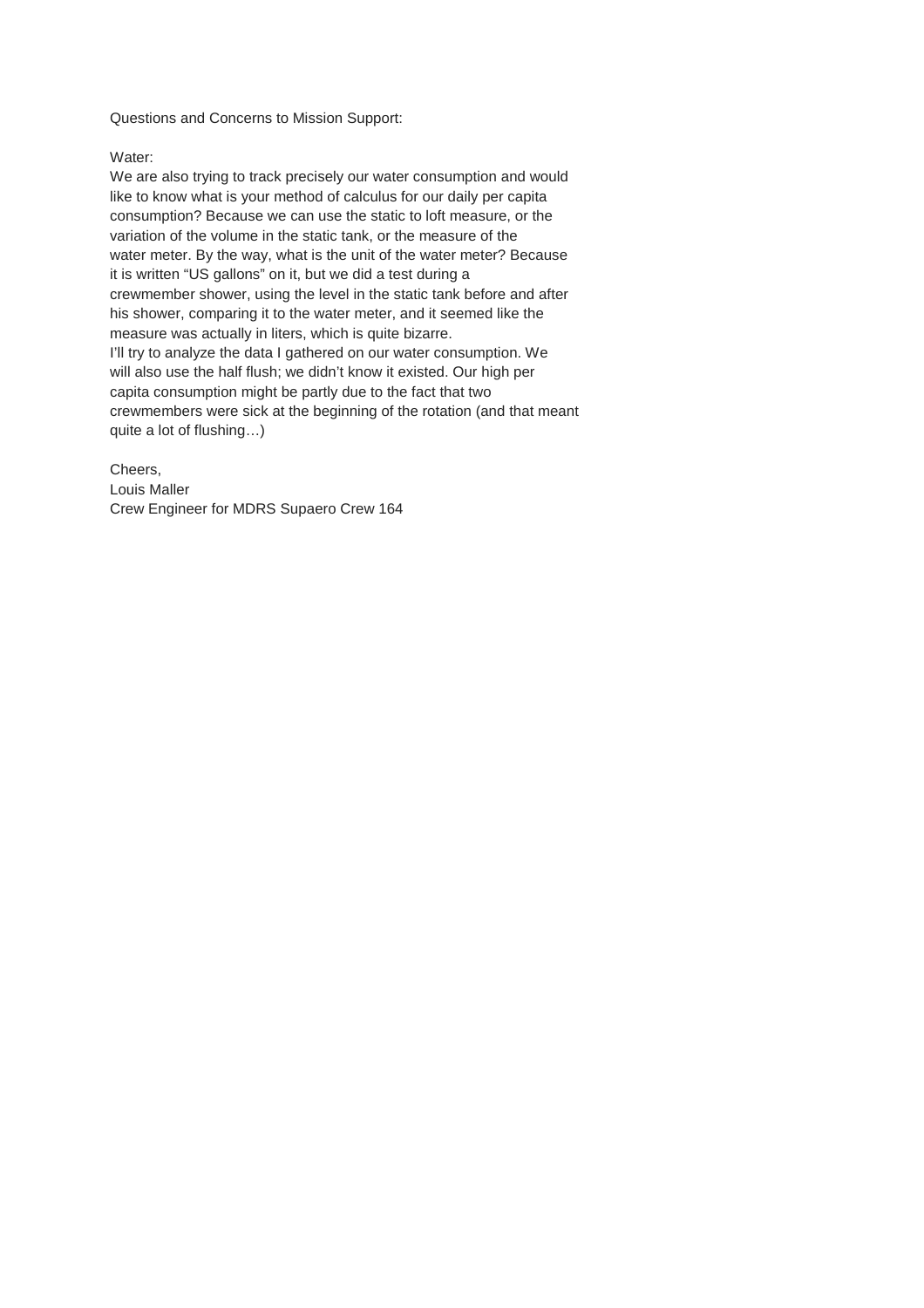Questions and Concerns to Mission Support:

Water:

We are also trying to track precisely our water consumption and would like to know what is your method of calculus for our daily per capita consumption? Because we can use the static to loft measure, or the variation of the volume in the static tank, or the measure of the water meter. By the way, what is the unit of the water meter? Because it is written "US gallons" on it, but we did a test during a crewmember shower, using the level in the static tank before and after his shower, comparing it to the water meter, and it seemed like the measure was actually in liters, which is quite bizarre.

I'll try to analyze the data I gathered on our water consumption. We will also use the half flush; we didn't know it existed. Our high per capita consumption might be partly due to the fact that two crewmembers were sick at the beginning of the rotation (and that meant quite a lot of flushing…)

Cheers,
Louis Maller
Crew Engineer for MDRS Supaero Crew 164